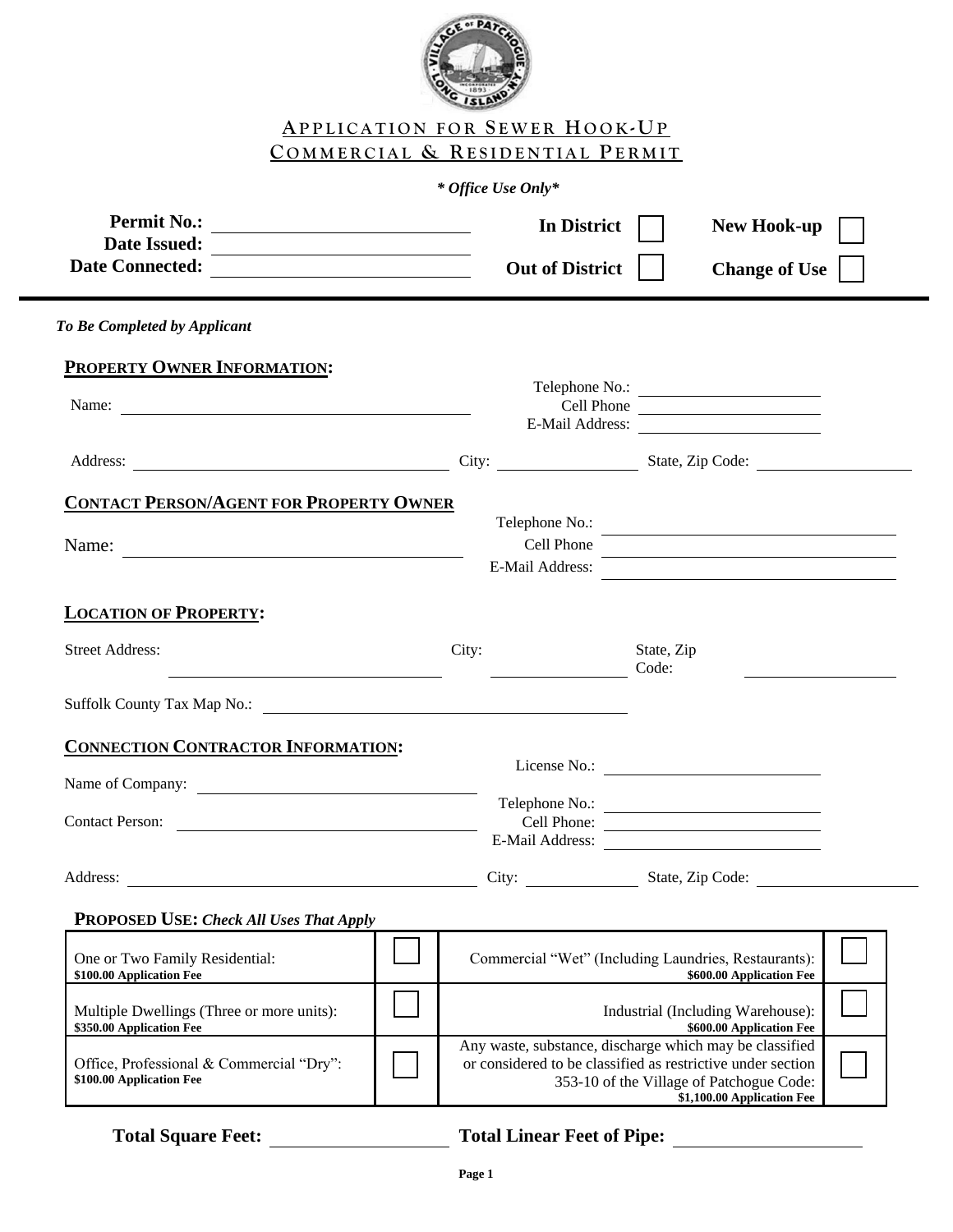# APPLICATION FOR SEWER HOOK-UP
# COMMERCIAL & RESIDENTIAL PERMIT

***Office Use Only***

**Permit No.:** ____________________
**Date Issued:** ____________________
**Date Connected:** ____________________

**In District** ☐ **New Hook-up** ☐
**Out of District** ☐ **Change of Use** ☐

---

***To Be Completed by Applicant***

## PROPERTY OWNER INFORMATION:

Name: ____________________

Telephone No.: ____________________
Cell Phone ____________________
E-Mail Address: ____________________

Address: ____________________ City: ____________________ State, Zip Code: ____________________

## CONTACT PERSON/AGENT FOR PROPERTY OWNER

Name: ____________________

Telephone No.: ____________________
Cell Phone ____________________
E-Mail Address: ____________________

## LOCATION OF PROPERTY:

Street Address: ____________________ City: ____________________ State, Zip Code: ____________________

Suffolk County Tax Map No.: ____________________

## CONNECTION CONTRACTOR INFORMATION:

Name of Company: ____________________

Contact Person: ____________________

License No.: ____________________
Telephone No.: ____________________
Cell Phone: ____________________
E-Mail Address: ____________________

Address: ____________________ City: ____________________ State, Zip Code: ____________________

## PROPOSED USE: *Check All Uses That Apply*

| | | | |
|---|---|---|---|
| One or Two Family Residential: **$100.00 Application Fee** | ☐ | Commercial "Wet" (Including Laundries, Restaurants): **$600.00 Application Fee** | ☐ |
| Multiple Dwellings (Three or more units): **$350.00 Application Fee** | ☐ | Industrial (Including Warehouse): **$600.00 Application Fee** | ☐ |
| Office, Professional & Commercial "Dry": **$100.00 Application Fee** | ☐ | Any waste, substance, discharge which may be classified or considered to be classified as restrictive under section 353-10 of the Village of Patchogue Code: **$1,100.00 Application Fee** | ☐ |

**Total Square Feet:** ____________________ **Total Linear Feet of Pipe:** ____________________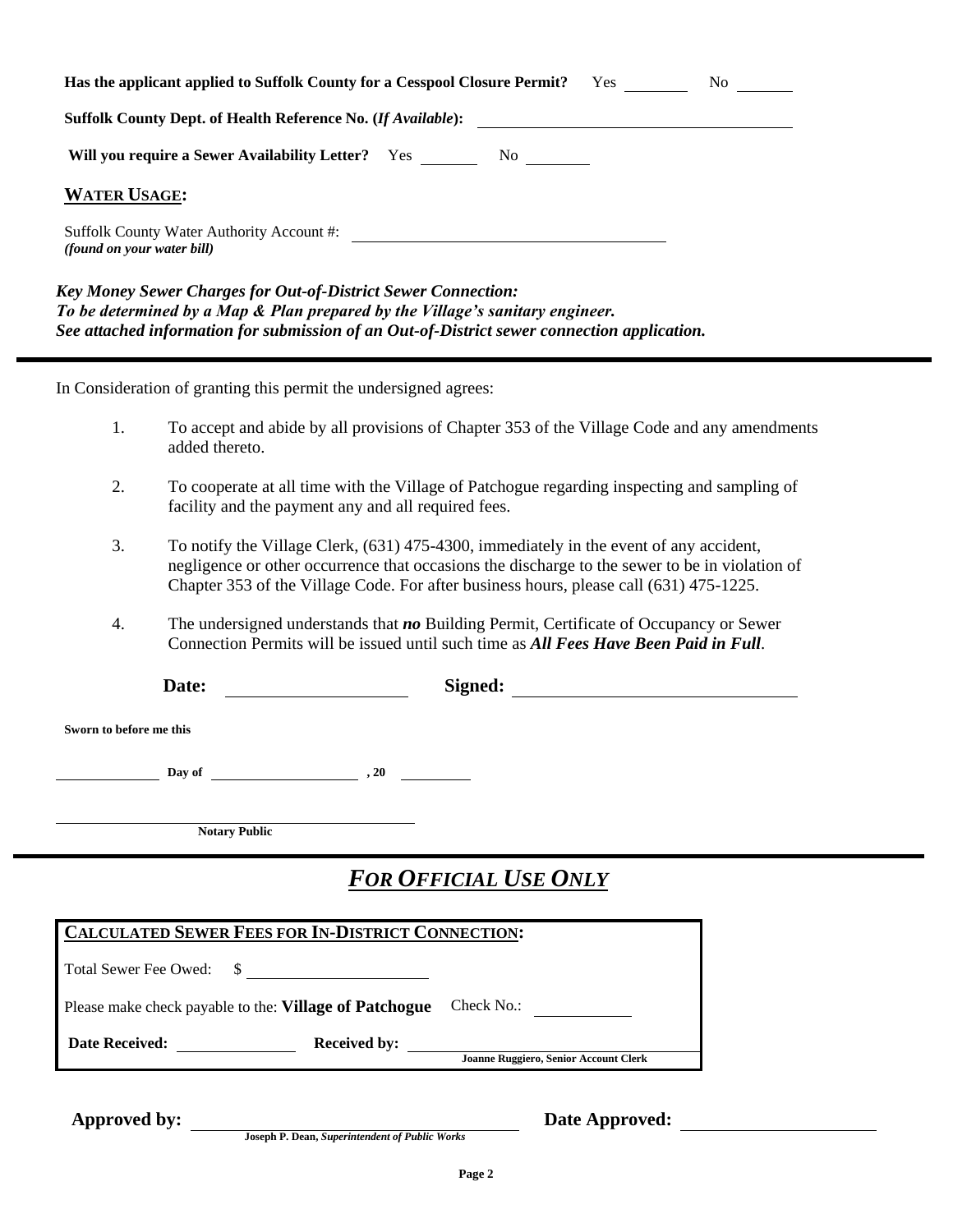**Has the applicant applied to Suffolk County for a Cesspool Closure Permit?** Yes ________ No ________

**Suffolk County Dept. of Health Reference No. (*If Available*):** ____________________

**Will you require a Sewer Availability Letter?** Yes ________ No ________

## WATER USAGE:

Suffolk County Water Authority Account #: ____________________
***(found on your water bill)***

***Key Money Sewer Charges for Out-of-District Sewer Connection:***
***To be determined by a Map & Plan prepared by the Village's sanitary engineer.***
***See attached information for submission of an Out-of-District sewer connection application.***

---

In Consideration of granting this permit the undersigned agrees:

1. To accept and abide by all provisions of Chapter 353 of the Village Code and any amendments added thereto.

2. To cooperate at all time with the Village of Patchogue regarding inspecting and sampling of facility and the payment any and all required fees.

3. To notify the Village Clerk, (631) 475-4300, immediately in the event of any accident, negligence or other occurrence that occasions the discharge to the sewer to be in violation of Chapter 353 of the Village Code. For after business hours, please call (631) 475-1225.

4. The undersigned understands that ***no*** Building Permit, Certificate of Occupancy or Sewer Connection Permits will be issued until such time as ***All Fees Have Been Paid in Full***.

**Date:** ____________________ **Signed:** ____________________

**Sworn to before me this**

________ **Day of** ____________________ **, 20** ________

____________________
**Notary Public**

---

## *FOR OFFICIAL USE ONLY*

**CALCULATED SEWER FEES FOR IN-DISTRICT CONNECTION:**

Total Sewer Fee Owed: $ ____________________

Please make check payable to the: **Village of Patchogue** Check No.: ____________

**Date Received:** ____________ **Received by:** ____________________
**Joanne Ruggiero, Senior Account Clerk**

**Approved by:** ____________________ **Date Approved:** ____________________
**Joseph P. Dean,** ***Superintendent of Public Works***